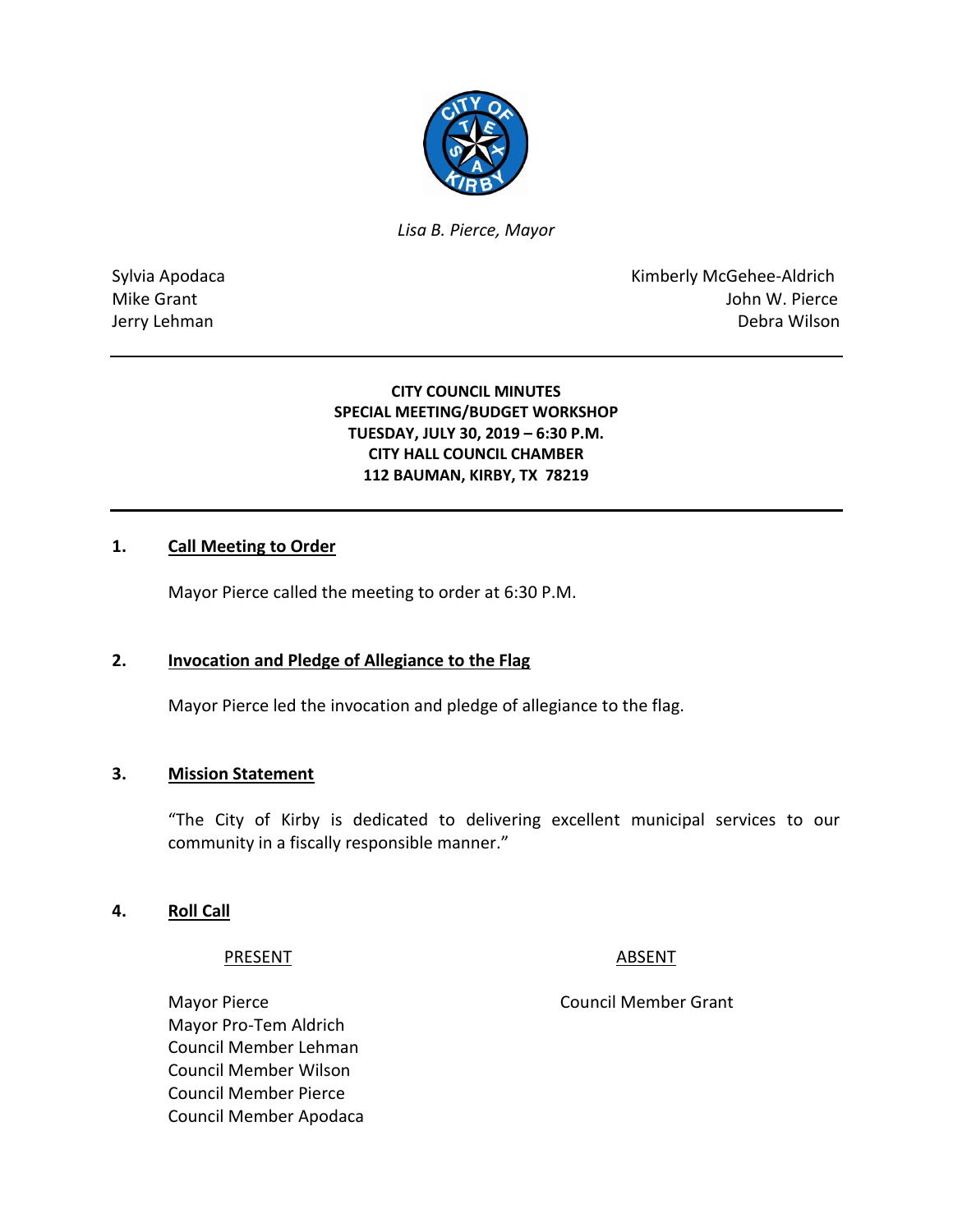*Lisa B. Pierce, Mayor*

| | |
|---|---|
| Sylvia Apodaca | Kimberly McGehee-Aldrich |
| Mike Grant | John W. Pierce |
| Jerry Lehman | Debra Wilson |

**CITY COUNCIL MINUTES**
**SPECIAL MEETING/BUDGET WORKSHOP**
**TUESDAY, JULY 30, 2019 – 6:30 P.M.**
**CITY HALL COUNCIL CHAMBER**
**112 BAUMAN, KIRBY, TX 78219**

## 1. Call Meeting to Order

Mayor Pierce called the meeting to order at 6:30 P.M.

## 2. Invocation and Pledge of Allegiance to the Flag

Mayor Pierce led the invocation and pledge of allegiance to the flag.

## 3. Mission Statement

"The City of Kirby is dedicated to delivering excellent municipal services to our community in a fiscally responsible manner."

## 4. Roll Call

| PRESENT | ABSENT |
|---|---|
| Mayor Pierce | Council Member Grant |
| Mayor Pro-Tem Aldrich | |
| Council Member Lehman | |
| Council Member Wilson | |
| Council Member Pierce | |
| Council Member Apodaca | |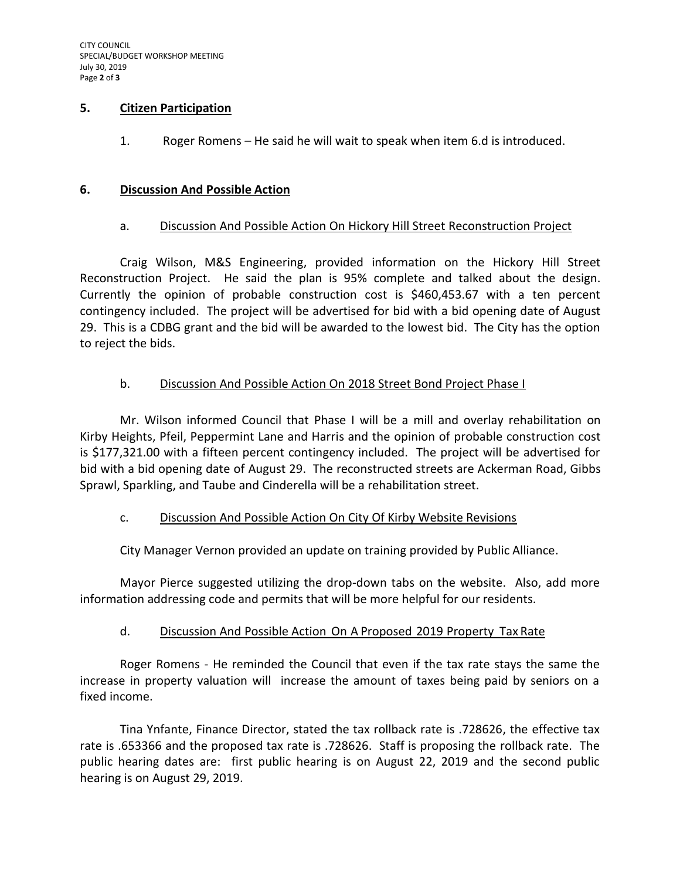## 5. Citizen Participation

1. Roger Romens – He said he will wait to speak when item 6.d is introduced.

## 6. Discussion And Possible Action

### a. Discussion And Possible Action On Hickory Hill Street Reconstruction Project

Craig Wilson, M&S Engineering, provided information on the Hickory Hill Street Reconstruction Project. He said the plan is 95% complete and talked about the design. Currently the opinion of probable construction cost is $460,453.67 with a ten percent contingency included. The project will be advertised for bid with a bid opening date of August 29. This is a CDBG grant and the bid will be awarded to the lowest bid. The City has the option to reject the bids.

### b. Discussion And Possible Action On 2018 Street Bond Project Phase I

Mr. Wilson informed Council that Phase I will be a mill and overlay rehabilitation on Kirby Heights, Pfeil, Peppermint Lane and Harris and the opinion of probable construction cost is $177,321.00 with a fifteen percent contingency included. The project will be advertised for bid with a bid opening date of August 29. The reconstructed streets are Ackerman Road, Gibbs Sprawl, Sparkling, and Taube and Cinderella will be a rehabilitation street.

### c. Discussion And Possible Action On City Of Kirby Website Revisions

City Manager Vernon provided an update on training provided by Public Alliance.

Mayor Pierce suggested utilizing the drop-down tabs on the website. Also, add more information addressing code and permits that will be more helpful for our residents.

### d. Discussion And Possible Action On A Proposed 2019 Property Tax Rate

Roger Romens - He reminded the Council that even if the tax rate stays the same the increase in property valuation will increase the amount of taxes being paid by seniors on a fixed income.

Tina Ynfante, Finance Director, stated the tax rollback rate is .728626, the effective tax rate is .653366 and the proposed tax rate is .728626. Staff is proposing the rollback rate. The public hearing dates are: first public hearing is on August 22, 2019 and the second public hearing is on August 29, 2019.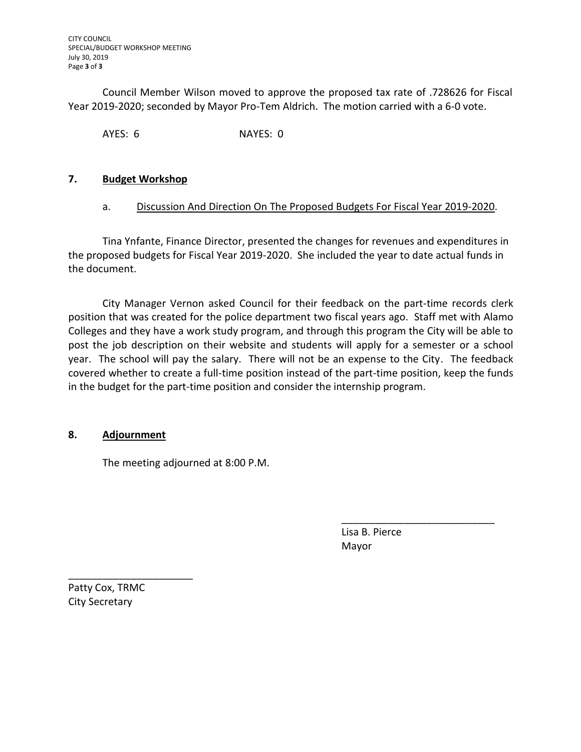Council Member Wilson moved to approve the proposed tax rate of .728626 for Fiscal Year 2019-2020; seconded by Mayor Pro-Tem Aldrich. The motion carried with a 6-0 vote.

AYES: 6 NAYES: 0

## 7. Budget Workshop

a. Discussion And Direction On The Proposed Budgets For Fiscal Year 2019-2020.

Tina Ynfante, Finance Director, presented the changes for revenues and expenditures in the proposed budgets for Fiscal Year 2019-2020. She included the year to date actual funds in the document.

City Manager Vernon asked Council for their feedback on the part-time records clerk position that was created for the police department two fiscal years ago. Staff met with Alamo Colleges and they have a work study program, and through this program the City will be able to post the job description on their website and students will apply for a semester or a school year. The school will pay the salary. There will not be an expense to the City. The feedback covered whether to create a full-time position instead of the part-time position, keep the funds in the budget for the part-time position and consider the internship program.

## 8. Adjournment

The meeting adjourned at 8:00 P.M.

\_\_\_\_\_\_\_\_\_\_\_\_\_\_\_\_\_\_\_\_\_\_\_\_\_\_\_\_
Lisa B. Pierce
Mayor

\_\_\_\_\_\_\_\_\_\_\_\_\_\_\_\_\_\_\_\_\_\_\_\_
Patty Cox, TRMC
City Secretary